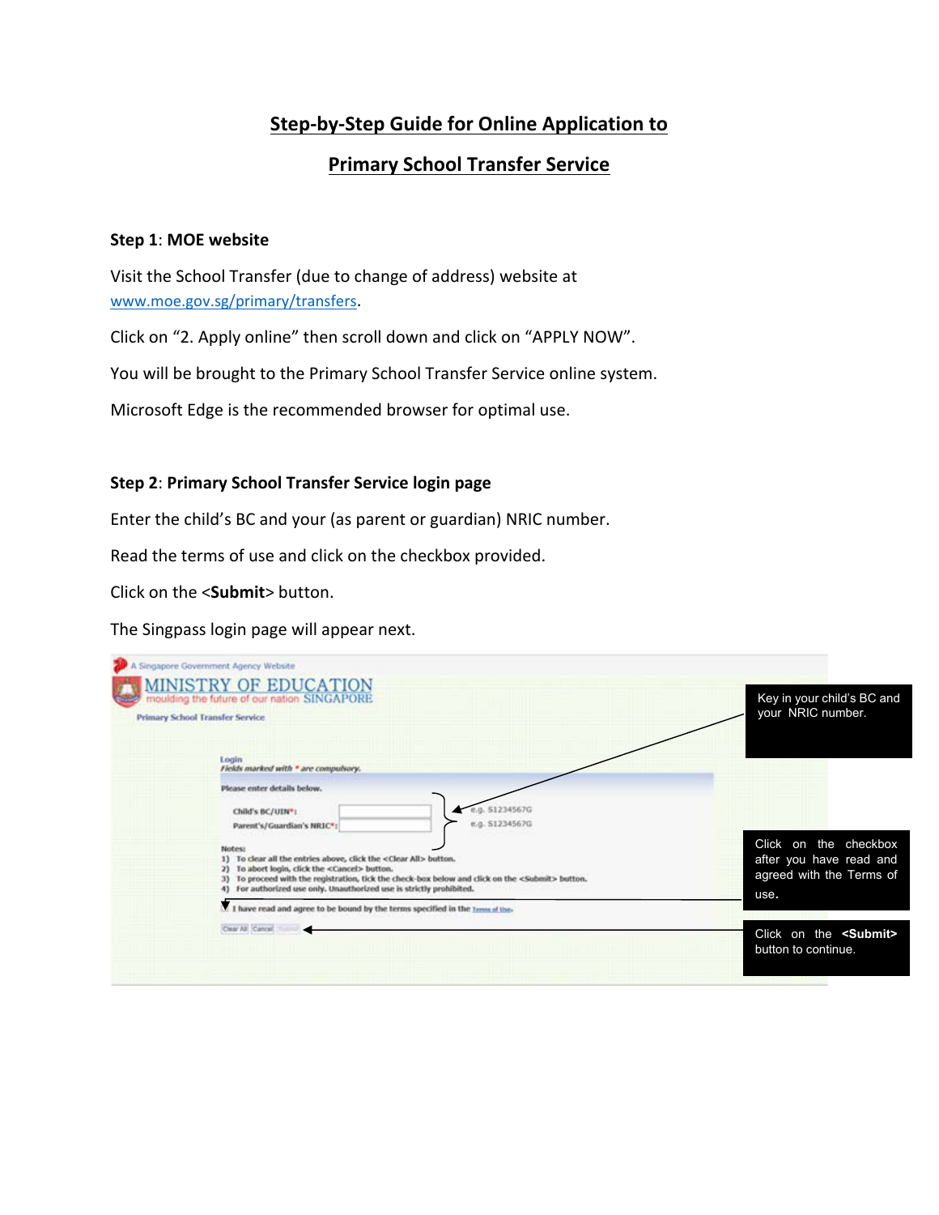# Step-by-Step Guide for Online Application to Primary School Transfer Service

**Step 1: MOE website**

Visit the School Transfer (due to change of address) website at www.moe.gov.sg/primary/transfers.

Click on "2. Apply online" then scroll down and click on "APPLY NOW".

You will be brought to the Primary School Transfer Service online system.

Microsoft Edge is the recommended browser for optimal use.

**Step 2: Primary School Transfer Service login page**

Enter the child's BC and your (as parent or guardian) NRIC number.

Read the terms of use and click on the checkbox provided.

Click on the <**Submit**> button.

The Singpass login page will appear next.

Key in your child's BC and your NRIC number.

Click on the checkbox after you have read and agreed with the Terms of use.

Click on the **<Submit>** button to continue.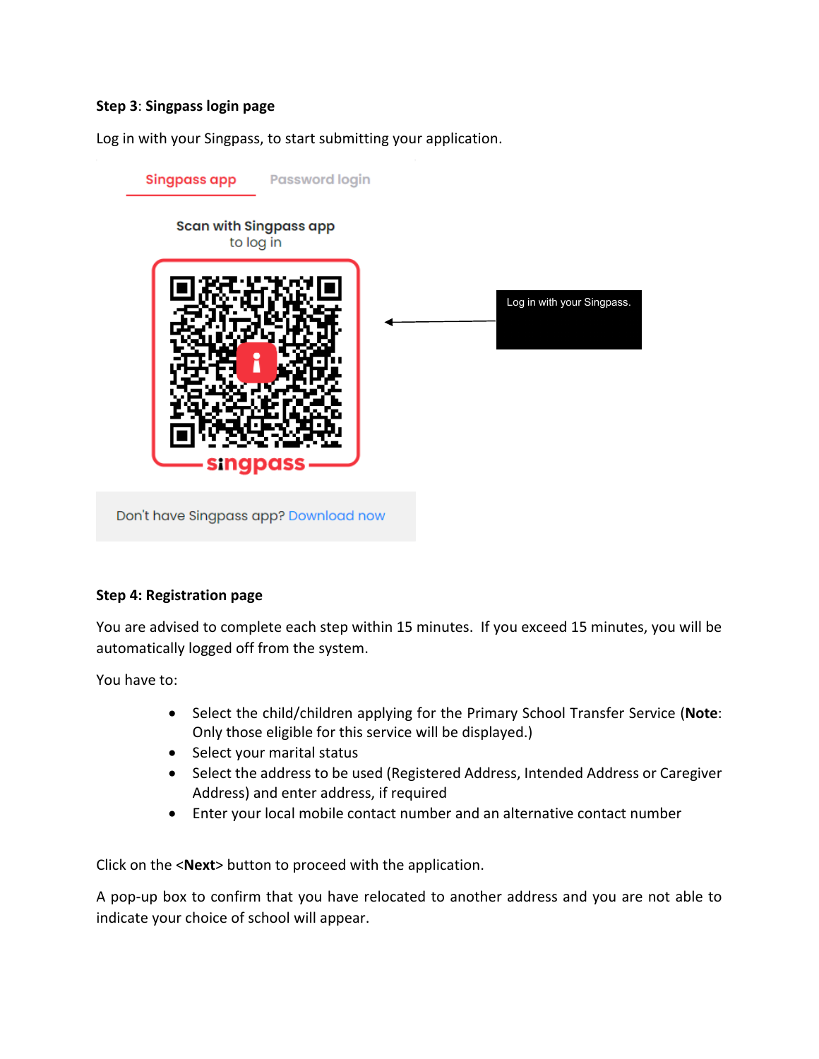**Step 3**: **Singpass login page**

Log in with your Singpass, to start submitting your application.

Singpass app Password login

Scan with Singpass app to log in

singpass

Don't have Singpass app? Download now

Log in with your Singpass.

**Step 4: Registration page**

You are advised to complete each step within 15 minutes. If you exceed 15 minutes, you will be automatically logged off from the system.

You have to:

- Select the child/children applying for the Primary School Transfer Service (**Note**: Only those eligible for this service will be displayed.)
- Select your marital status
- Select the address to be used (Registered Address, Intended Address or Caregiver Address) and enter address, if required
- Enter your local mobile contact number and an alternative contact number

Click on the <**Next**> button to proceed with the application.

A pop-up box to confirm that you have relocated to another address and you are not able to indicate your choice of school will appear.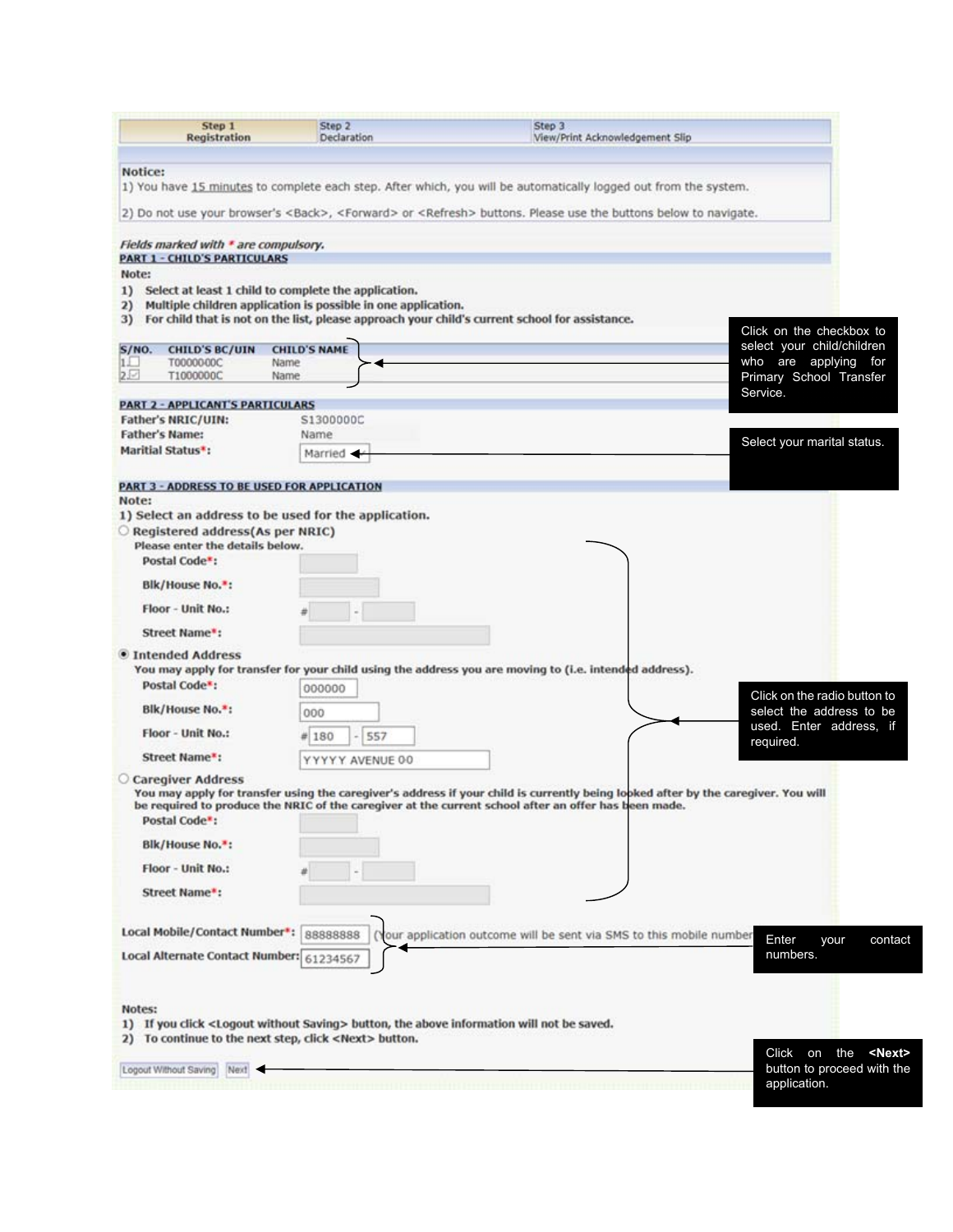| Step 1 Registration | Step 2 Declaration | Step 3 View/Print Acknowledgement Slip |
| --- | --- | --- |

**Notice:**

1) You have 15 minutes to complete each step. After which, you will be automatically logged out from the system.

2) Do not use your browser's <Back>, <Forward> or <Refresh> buttons. Please use the buttons below to navigate.

*Fields marked with * are compulsory.*

**PART 1 - CHILD'S PARTICULARS**

**Note:**

1) Select at least 1 child to complete the application.
2) Multiple children application is possible in one application.
3) For child that is not on the list, please approach your child's current school for assistance.

| S/NO. | CHILD'S BC/UIN | CHILD'S NAME |
| --- | --- | --- |
| 1☐ | T0000000C | Name |
| 2☑ | T1000000C | Name |

Click on the checkbox to select your child/children who are applying for Primary School Transfer Service.

**PART 2 - APPLICANT'S PARTICULARS**

**Father's NRIC/UIN:** S1300000C

**Father's Name:** Name

**Maritial Status*:** Married

Select your marital status.

**PART 3 - ADDRESS TO BE USED FOR APPLICATION**

**Note:**

1) Select an address to be used for the application.

○ **Registered address(As per NRIC)**

Please enter the details below.

- **Postal Code*:**
- **Blk/House No.*:**
- **Floor - Unit No.:** # -
- **Street Name*:**

◉ **Intended Address**

You may apply for transfer for your child using the address you are moving to (i.e. intended address).

- **Postal Code*:** 000000
- **Blk/House No.*:** 000
- **Floor - Unit No.:** #180 - 557
- **Street Name*:** YYYYY AVENUE 00

○ **Caregiver Address**

You may apply for transfer using the caregiver's address if your child is currently being looked after by the caregiver. You will be required to produce the NRIC of the caregiver at the current school after an offer has been made.

- **Postal Code*:**
- **Blk/House No.*:**
- **Floor - Unit No.:** # -
- **Street Name*:**

Click on the radio button to select the address to be used. Enter address, if required.

**Local Mobile/Contact Number*:** 88888888 (Your application outcome will be sent via SMS to this mobile number)

**Local Alternate Contact Number:** 61234567

Enter your contact numbers.

**Notes:**

1) If you click <Logout without Saving> button, the above information will not be saved.
2) To continue to the next step, click <Next> button.

[Logout Without Saving] [Next]

Click on the **<Next>** button to proceed with the application.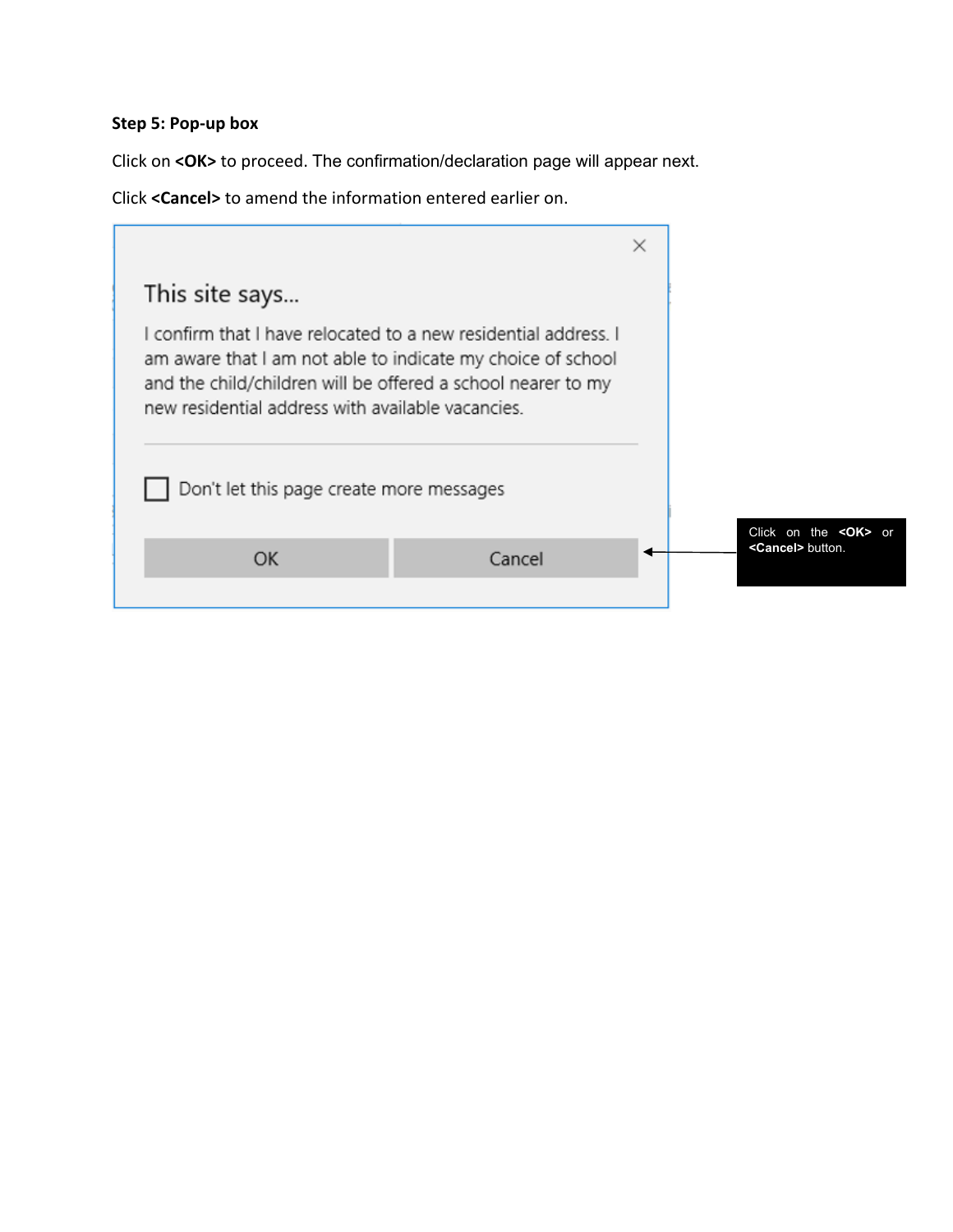**Step 5: Pop-up box**

Click on **<OK>** to proceed. The confirmation/declaration page will appear next.

Click **<Cancel>** to amend the information entered earlier on.

This site says...

I confirm that I have relocated to a new residential address. I am aware that I am not able to indicate my choice of school and the child/children will be offered a school nearer to my new residential address with available vacancies.

☐ Don't let this page create more messages

OK | Cancel

Click on the **<OK>** or **<Cancel>** button.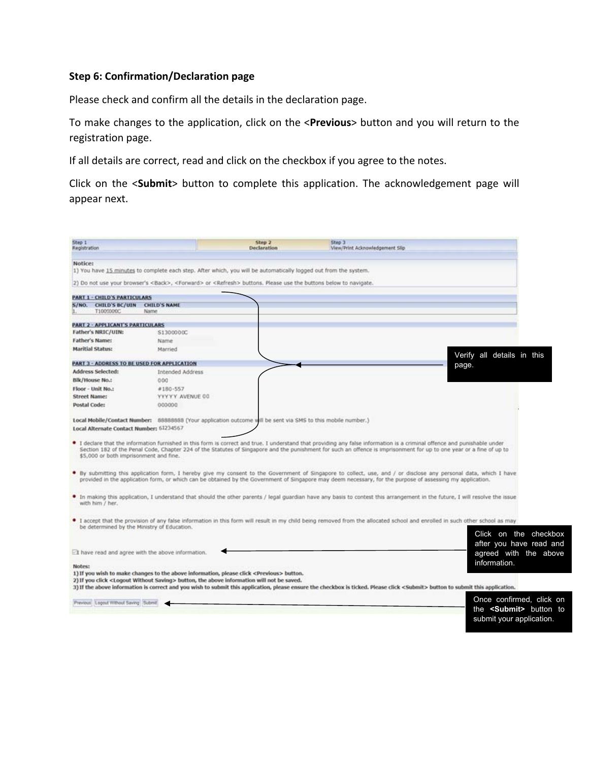**Step 6: Confirmation/Declaration page**

Please check and confirm all the details in the declaration page.

To make changes to the application, click on the <**Previous**> button and you will return to the registration page.

If all details are correct, read and click on the checkbox if you agree to the notes.

Click on the <**Submit**> button to complete this application. The acknowledgement page will appear next.

Step 1 Registration | Step 2 Declaration | Step 3 View/Print Acknowledgement Slip

Notice:
1) You have 15 minutes to complete each step. After which, you will be automatically logged out from the system.
2) Do not use your browser's <Back>, <Forward> or <Refresh> buttons. Please use the buttons below to navigate.

**PART 1 - CHILD'S PARTICULARS**

| S/NO. | CHILD'S BC/UIN | CHILD'S NAME |
|---|---|---|
| 1. | T1000000C | Name |

**PART 2 - APPLICANT'S PARTICULARS**

Father's NRIC/UIN: S1300000C
Father's Name: Name
Marital Status: Married

**PART 3 - ADDRESS TO BE USED FOR APPLICATION**

Address Selected: Intended Address
Blk/House No.: 000
Floor - Unit No.: #180-557
Street Name: YYYYY AVENUE 00
Postal Code: 000000

Local Mobile/Contact Number: 88888888 (Your application outcome will be sent via SMS to this mobile number.)
Local Alternate Contact Number: 61234567

Verify all details in this page.

- I declare that the information furnished in this form is correct and true. I understand that providing any false information is a criminal offence and punishable under Section 182 of the Penal Code, Chapter 224 of the Statutes of Singapore and the punishment for such an offence is imprisonment for up to one year or a fine of up to $5,000 or both imprisonment and fine.
- By submitting this application form, I hereby give my consent to the Government of Singapore to collect, use, and / or disclose any personal data, which I have provided in the application form, or which can be obtained by the Government of Singapore may deem necessary, for the purpose of assessing my application.
- In making this application, I understand that should the other parents / legal guardian have any basis to contest this arrangement in the future, I will resolve the issue with him / her.
- I accept that the provision of any false information in this form will result in my child being removed from the allocated school and enrolled in such other school as may be determined by the Ministry of Education.

☑ I have read and agree with the above information.

Click on the checkbox after you have read and agreed with the above information.

Notes:
1) If you wish to make changes to the above information, please click <Previous> button.
2) If you click <Logout Without Saving> button, the above information will not be saved.
3) If the above information is correct and you wish to submit this application, please ensure the checkbox is ticked. Please click <Submit> button to submit this application.

[Previous] [Logout Without Saving] [Submit]

Once confirmed, click on the **<Submit>** button to submit your application.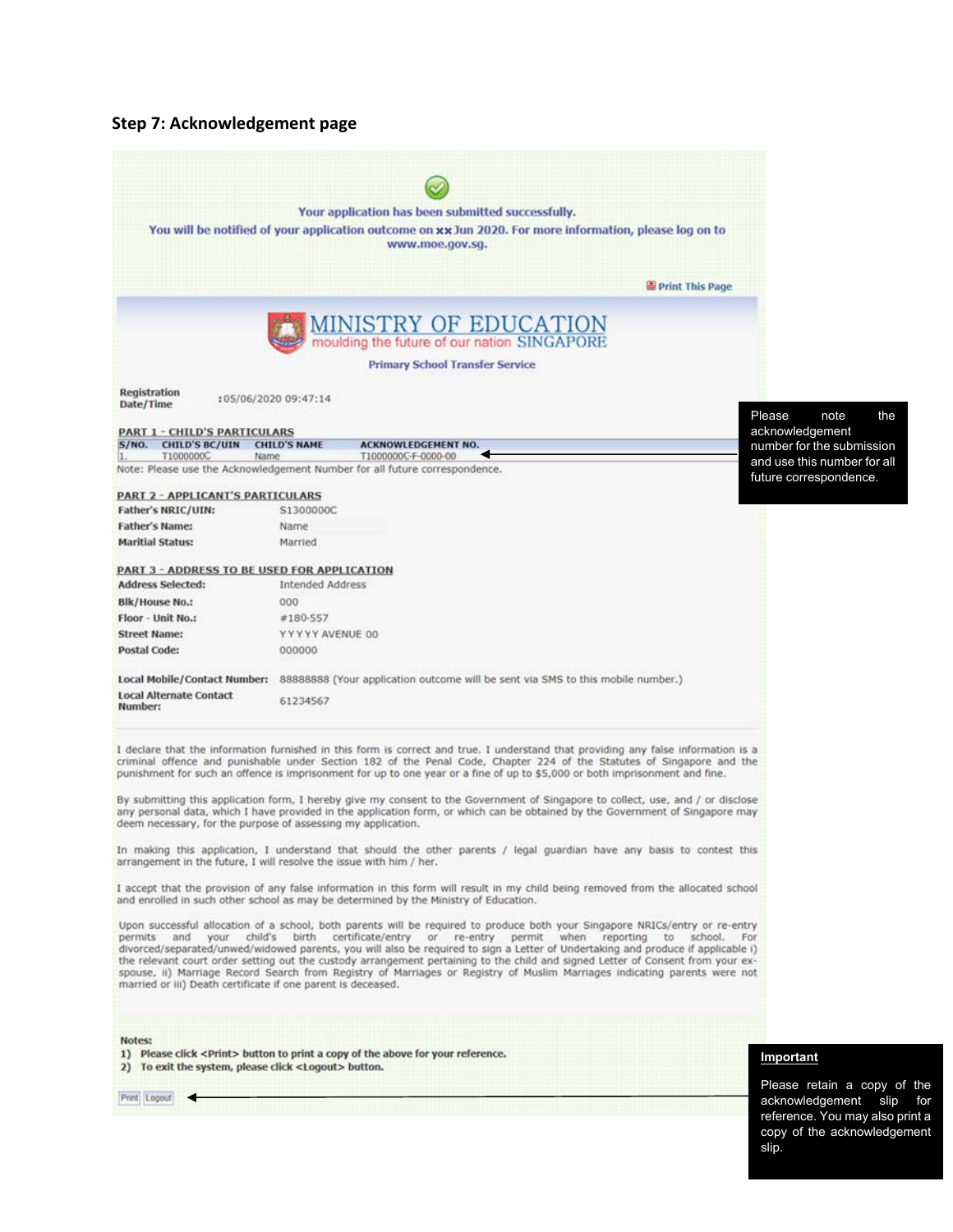## Step 7: Acknowledgement page

Your application has been submitted successfully.

You will be notified of your application outcome on xx Jun 2020. For more information, please log on to www.moe.gov.sg.

Print This Page

MINISTRY OF EDUCATION
moulding the future of our nation SINGAPORE

Primary School Transfer Service

Registration Date/Time :05/06/2020 09:47:14

**PART 1 - CHILD'S PARTICULARS**

| S/NO. | CHILD'S BC/UIN | CHILD'S NAME | ACKNOWLEDGEMENT NO. |
|---|---|---|---|
| 1. | T1000000C | Name | T1000000C-F-0000-00 |

Note: Please use the Acknowledgement Number for all future correspondence.

Please note the acknowledgement number for the submission and use this number for all future correspondence.

**PART 2 - APPLICANT'S PARTICULARS**

| | |
|---|---|
| **Father's NRIC/UIN:** | S1300000C |
| **Father's Name:** | Name |
| **Maritial Status:** | Married |

**PART 3 - ADDRESS TO BE USED FOR APPLICATION**

| | |
|---|---|
| **Address Selected:** | Intended Address |
| **Blk/House No.:** | 000 |
| **Floor - Unit No.:** | #180-557 |
| **Street Name:** | YYYYY AVENUE 00 |
| **Postal Code:** | 000000 |
| **Local Mobile/Contact Number:** | 88888888 (Your application outcome will be sent via SMS to this mobile number.) |
| **Local Alternate Contact Number:** | 61234567 |

I declare that the information furnished in this form is correct and true. I understand that providing any false information is a criminal offence and punishable under Section 182 of the Penal Code, Chapter 224 of the Statutes of Singapore and the punishment for such an offence is imprisonment for up to one year or a fine of up to $5,000 or both imprisonment and fine.

By submitting this application form, I hereby give my consent to the Government of Singapore to collect, use, and / or disclose any personal data, which I have provided in the application form, or which can be obtained by the Government of Singapore may deem necessary, for the purpose of assessing my application.

In making this application, I understand that should the other parents / legal guardian have any basis to contest this arrangement in the future, I will resolve the issue with him / her.

I accept that the provision of any false information in this form will result in my child being removed from the allocated school and enrolled in such other school as may be determined by the Ministry of Education.

Upon successful allocation of a school, both parents will be required to produce both your Singapore NRICs/entry or re-entry permits and your child's birth certificate/entry or re-entry permit when reporting to school. For divorced/separated/unwed/widowed parents, you will also be required to sign a Letter of Undertaking and produce if applicable i) the relevant court order setting out the custody arrangement pertaining to the child and signed Letter of Consent from your ex-spouse, ii) Marriage Record Search from Registry of Marriages or Registry of Muslim Marriages indicating parents were not married or iii) Death certificate if one parent is deceased.

**Notes:**

1) **Please click <Print> button to print a copy of the above for your reference.**
2) **To exit the system, please click <Logout> button.**

Print | Logout

**Important**

Please retain a copy of the acknowledgement slip for reference. You may also print a copy of the acknowledgement slip.